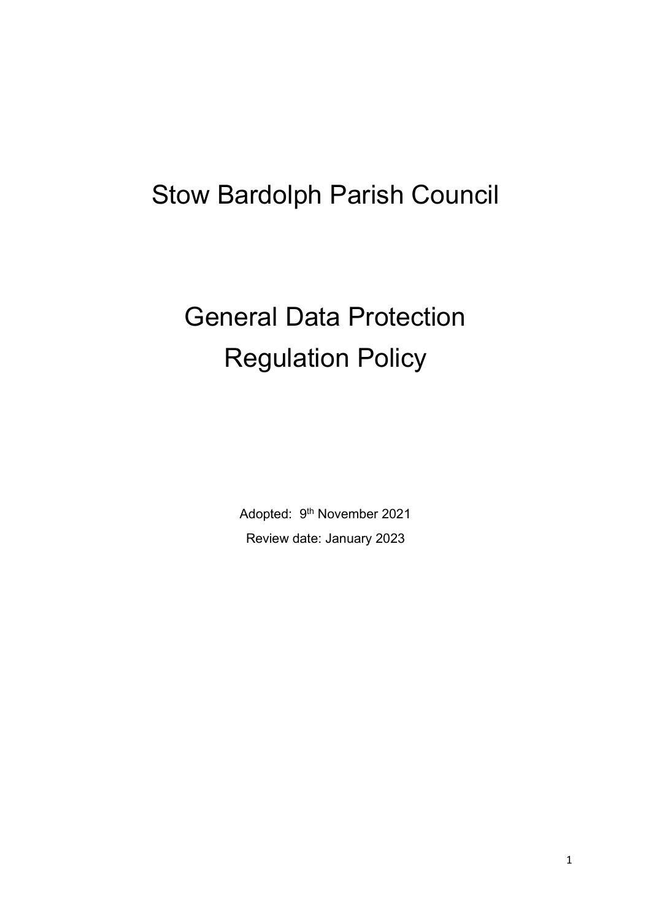# Stow Bardolph Parish Council

# General Data Protection Regulation Policy

Adopted: 9th November 2021

Review date: January 2023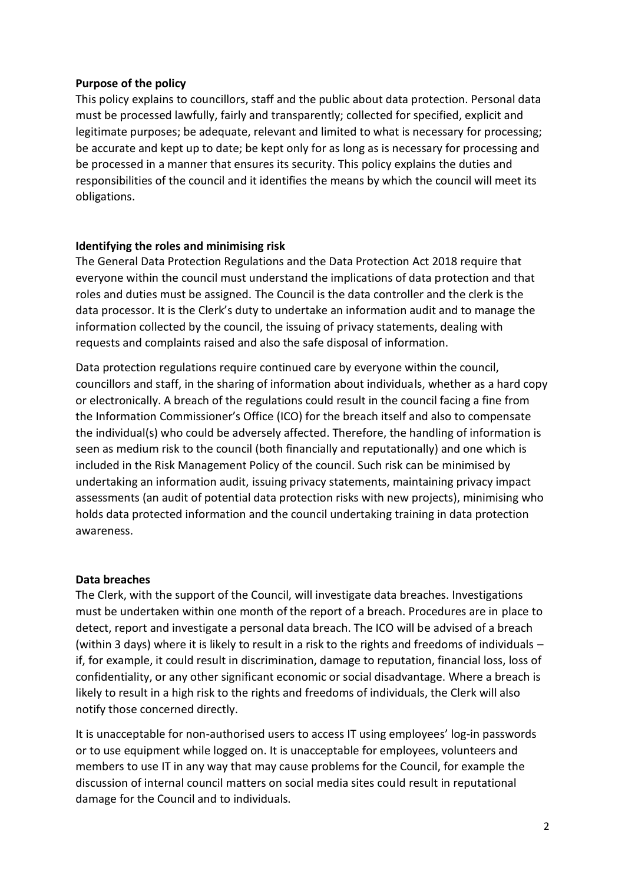**Purpose of the policy**

This policy explains to councillors, staff and the public about data protection. Personal data must be processed lawfully, fairly and transparently; collected for specified, explicit and legitimate purposes; be adequate, relevant and limited to what is necessary for processing; be accurate and kept up to date; be kept only for as long as is necessary for processing and be processed in a manner that ensures its security. This policy explains the duties and responsibilities of the council and it identifies the means by which the council will meet its obligations.

**Identifying the roles and minimising risk**

The General Data Protection Regulations and the Data Protection Act 2018 require that everyone within the council must understand the implications of data protection and that roles and duties must be assigned. The Council is the data controller and the clerk is the data processor. It is the Clerk's duty to undertake an information audit and to manage the information collected by the council, the issuing of privacy statements, dealing with requests and complaints raised and also the safe disposal of information.

Data protection regulations require continued care by everyone within the council, councillors and staff, in the sharing of information about individuals, whether as a hard copy or electronically. A breach of the regulations could result in the council facing a fine from the Information Commissioner's Office (ICO) for the breach itself and also to compensate the individual(s) who could be adversely affected. Therefore, the handling of information is seen as medium risk to the council (both financially and reputationally) and one which is included in the Risk Management Policy of the council. Such risk can be minimised by undertaking an information audit, issuing privacy statements, maintaining privacy impact assessments (an audit of potential data protection risks with new projects), minimising who holds data protected information and the council undertaking training in data protection awareness.

**Data breaches**

The Clerk, with the support of the Council, will investigate data breaches. Investigations must be undertaken within one month of the report of a breach. Procedures are in place to detect, report and investigate a personal data breach. The ICO will be advised of a breach (within 3 days) where it is likely to result in a risk to the rights and freedoms of individuals – if, for example, it could result in discrimination, damage to reputation, financial loss, loss of confidentiality, or any other significant economic or social disadvantage. Where a breach is likely to result in a high risk to the rights and freedoms of individuals, the Clerk will also notify those concerned directly.

It is unacceptable for non-authorised users to access IT using employees' log-in passwords or to use equipment while logged on. It is unacceptable for employees, volunteers and members to use IT in any way that may cause problems for the Council, for example the discussion of internal council matters on social media sites could result in reputational damage for the Council and to individuals.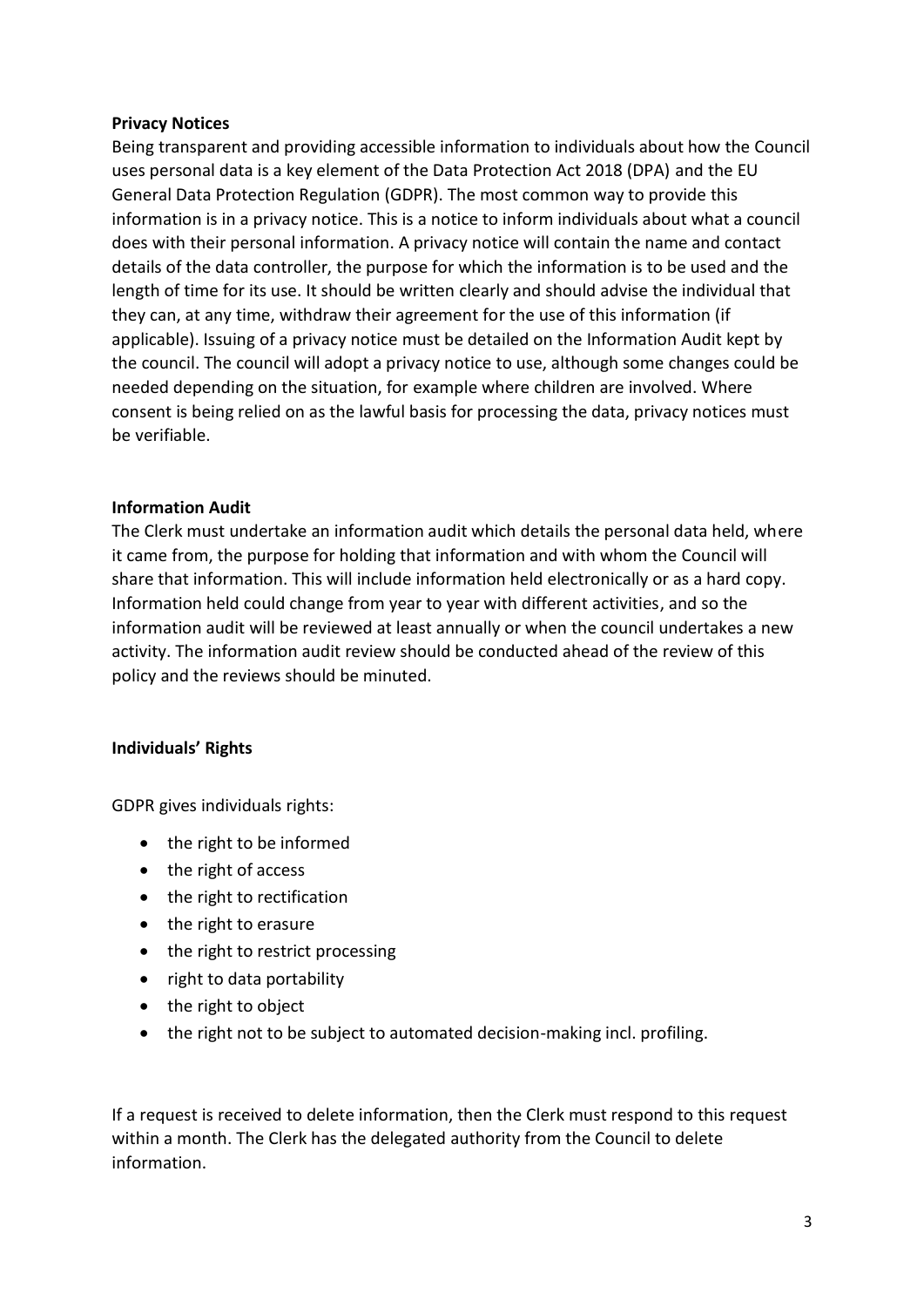**Privacy Notices**

Being transparent and providing accessible information to individuals about how the Council uses personal data is a key element of the Data Protection Act 2018 (DPA) and the EU General Data Protection Regulation (GDPR). The most common way to provide this information is in a privacy notice. This is a notice to inform individuals about what a council does with their personal information. A privacy notice will contain the name and contact details of the data controller, the purpose for which the information is to be used and the length of time for its use. It should be written clearly and should advise the individual that they can, at any time, withdraw their agreement for the use of this information (if applicable). Issuing of a privacy notice must be detailed on the Information Audit kept by the council. The council will adopt a privacy notice to use, although some changes could be needed depending on the situation, for example where children are involved. Where consent is being relied on as the lawful basis for processing the data, privacy notices must be verifiable.

**Information Audit**

The Clerk must undertake an information audit which details the personal data held, where it came from, the purpose for holding that information and with whom the Council will share that information. This will include information held electronically or as a hard copy. Information held could change from year to year with different activities, and so the information audit will be reviewed at least annually or when the council undertakes a new activity. The information audit review should be conducted ahead of the review of this policy and the reviews should be minuted.

**Individuals' Rights**

GDPR gives individuals rights:

- the right to be informed
- the right of access
- the right to rectification
- the right to erasure
- the right to restrict processing
- right to data portability
- the right to object
- the right not to be subject to automated decision-making incl. profiling.

If a request is received to delete information, then the Clerk must respond to this request within a month. The Clerk has the delegated authority from the Council to delete information.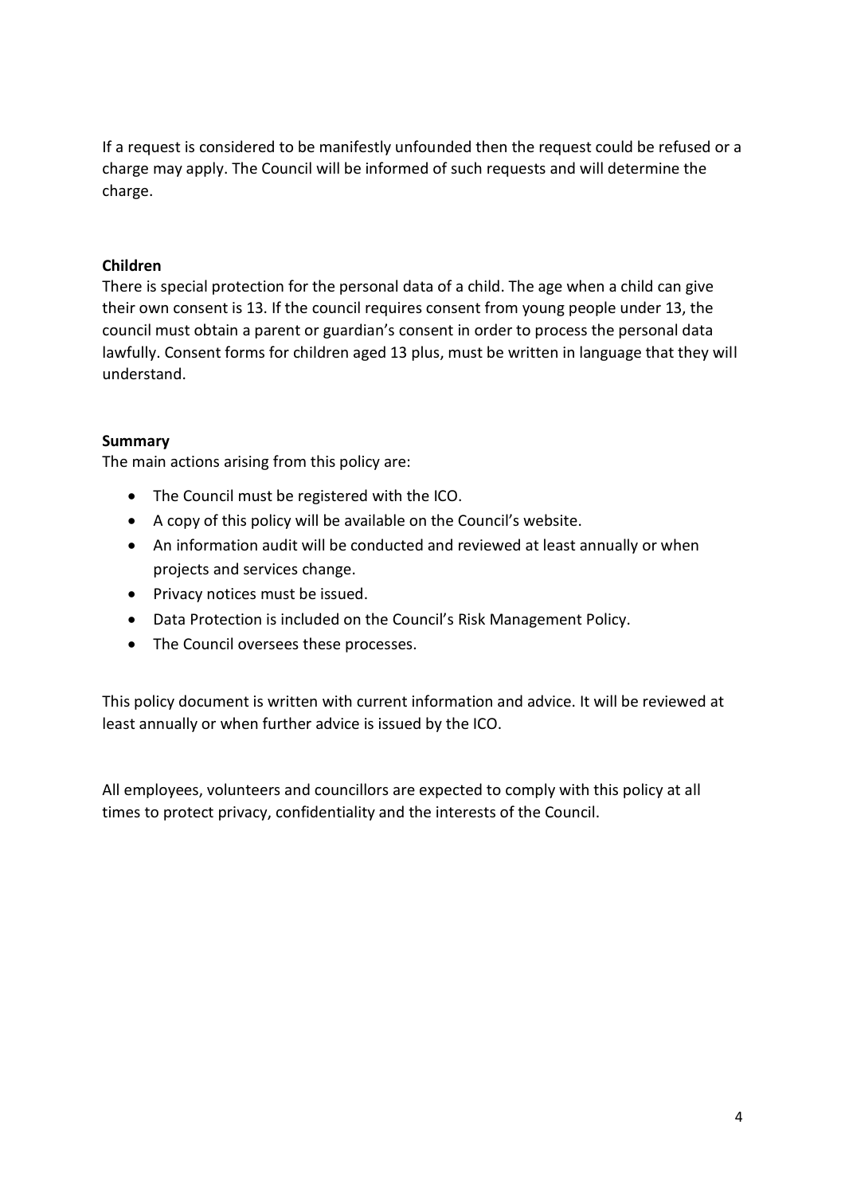If a request is considered to be manifestly unfounded then the request could be refused or a charge may apply. The Council will be informed of such requests and will determine the charge.

**Children**

There is special protection for the personal data of a child. The age when a child can give their own consent is 13. If the council requires consent from young people under 13, the council must obtain a parent or guardian's consent in order to process the personal data lawfully. Consent forms for children aged 13 plus, must be written in language that they will understand.

**Summary**

The main actions arising from this policy are:

- The Council must be registered with the ICO.
- A copy of this policy will be available on the Council's website.
- An information audit will be conducted and reviewed at least annually or when projects and services change.
- Privacy notices must be issued.
- Data Protection is included on the Council's Risk Management Policy.
- The Council oversees these processes.

This policy document is written with current information and advice. It will be reviewed at least annually or when further advice is issued by the ICO.

All employees, volunteers and councillors are expected to comply with this policy at all times to protect privacy, confidentiality and the interests of the Council.